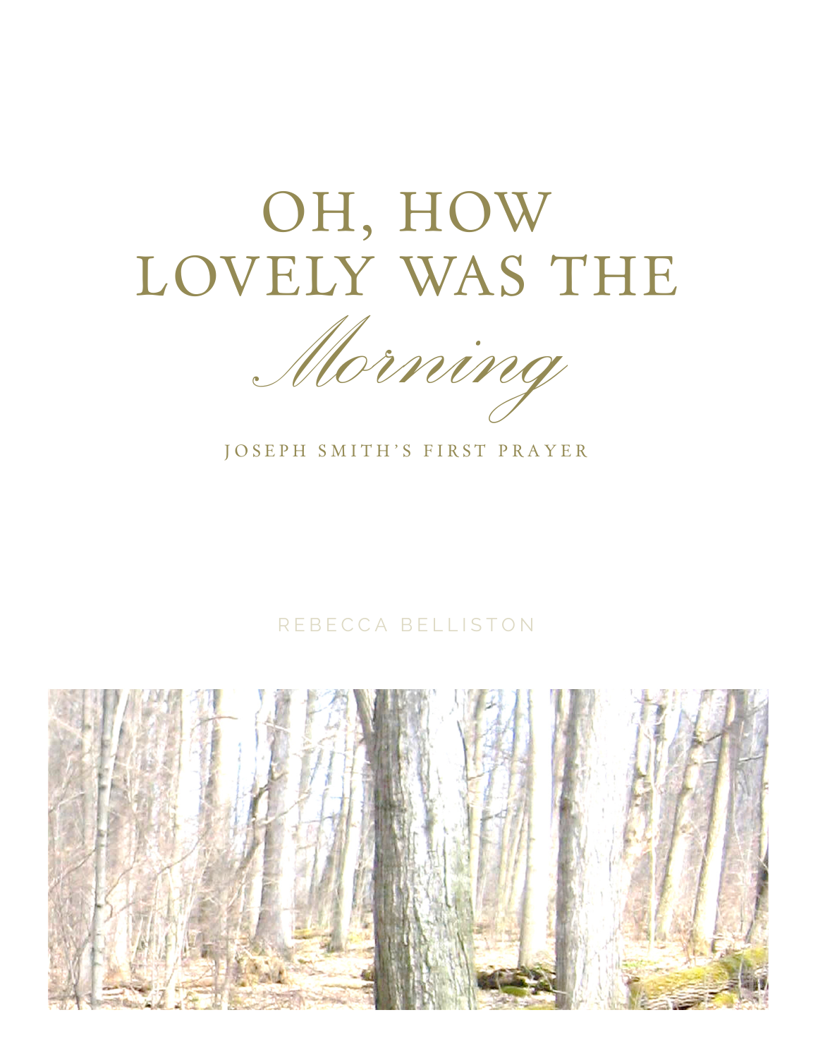# OH, HOW LOVELY WAS THE *Morning*

JOSEPH SMITH'S FIRST PRAYER

REBECCA BELLISTON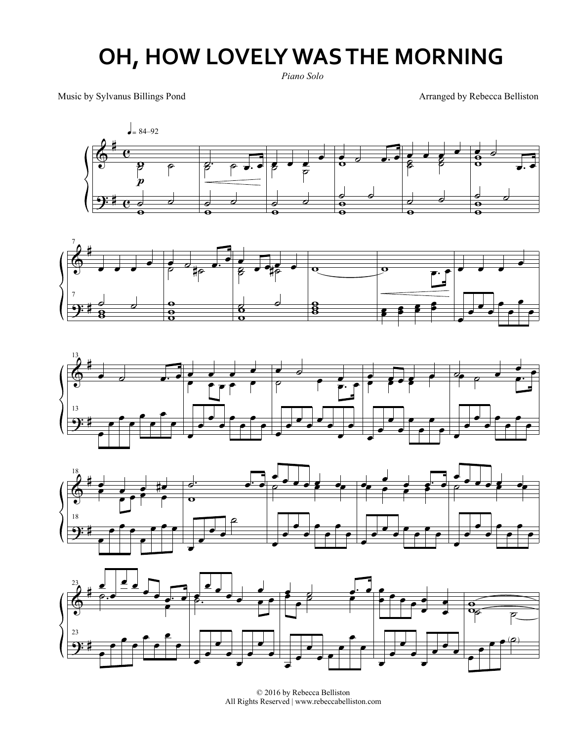# OH, HOW LOVELY WAS THE MORNING

*Piano Solo*

Music by Sylvanus Billings Pond

Arranged by Rebecca Belliston

© 2016 by Rebecca Belliston
All Rights Reserved | www.rebeccabelliston.com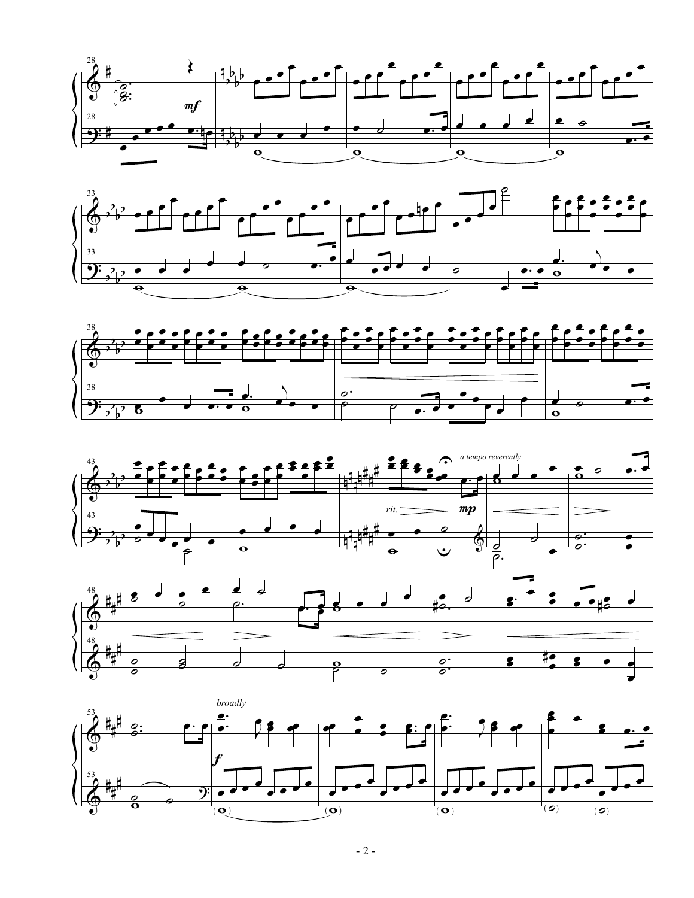*a tempo reverently*

*rit.*

*broadly*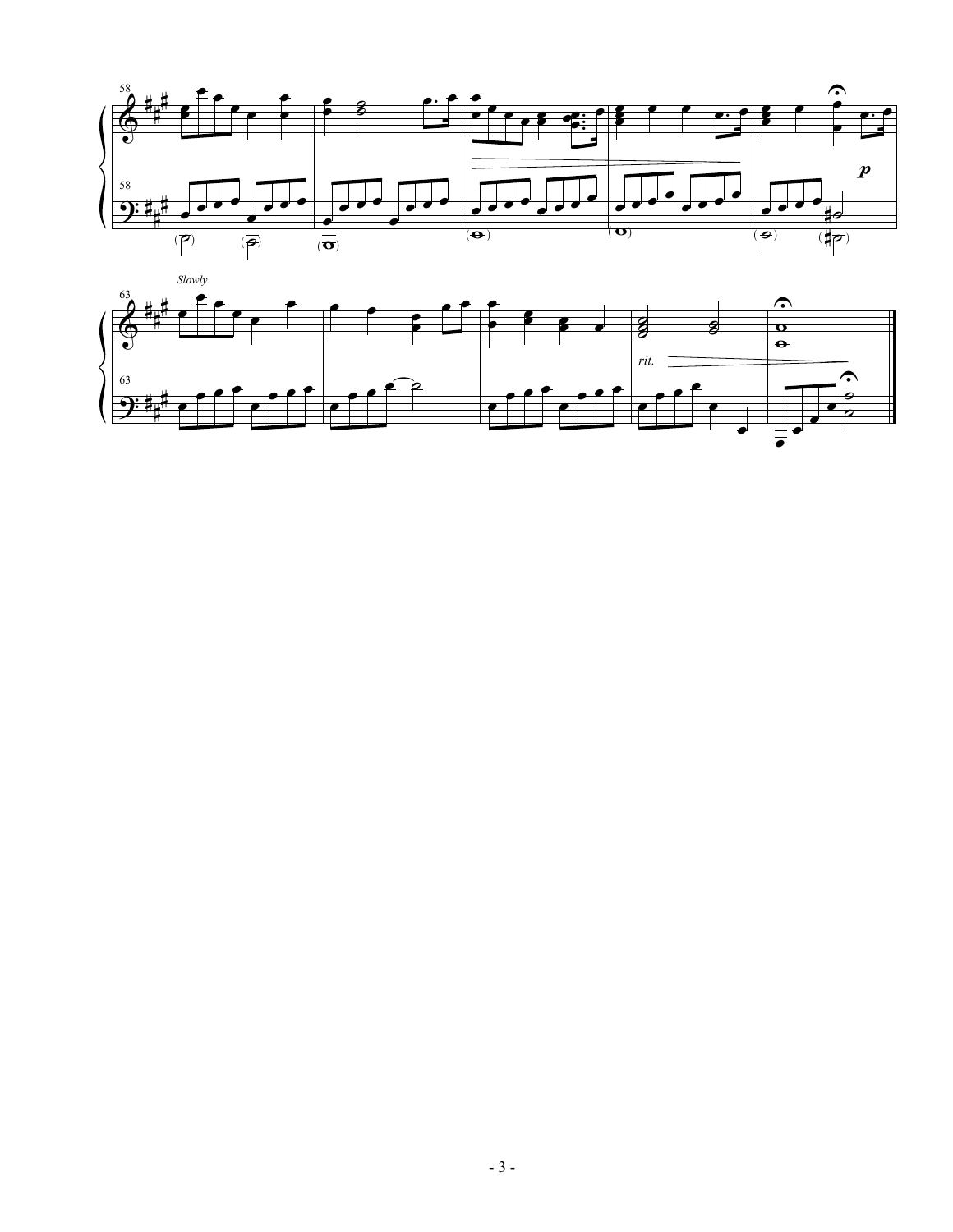*Slowly*

*rit.*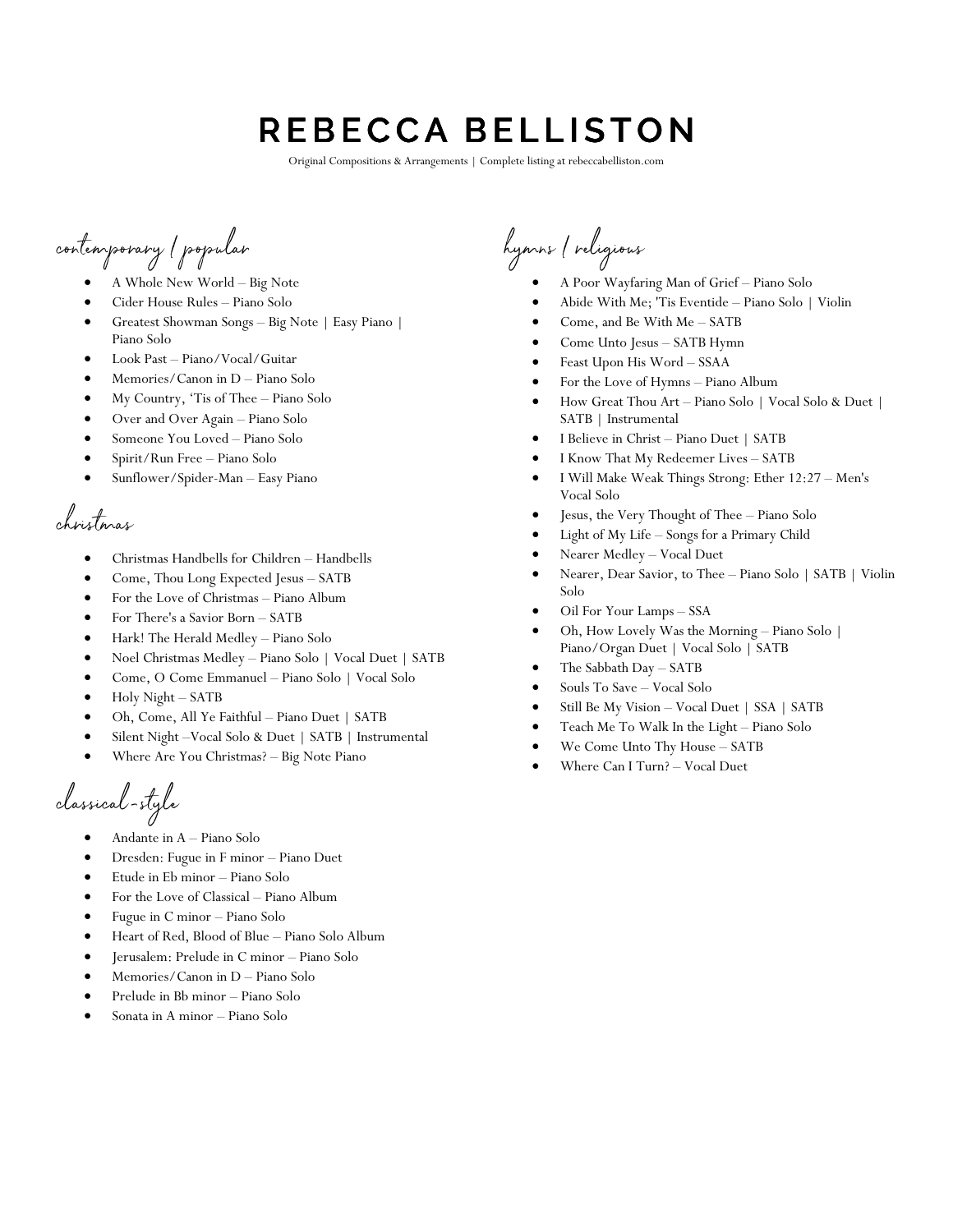# REBECCA BELLISTON

Original Compositions & Arrangements | Complete listing at rebeccabelliston.com

## contemporary / popular

- A Whole New World – Big Note
- Cider House Rules – Piano Solo
- Greatest Showman Songs – Big Note | Easy Piano | Piano Solo
- Look Past – Piano/Vocal/Guitar
- Memories/Canon in D – Piano Solo
- My Country, 'Tis of Thee – Piano Solo
- Over and Over Again – Piano Solo
- Someone You Loved – Piano Solo
- Spirit/Run Free – Piano Solo
- Sunflower/Spider-Man – Easy Piano

## christmas

- Christmas Handbells for Children – Handbells
- Come, Thou Long Expected Jesus – SATB
- For the Love of Christmas – Piano Album
- For There's a Savior Born – SATB
- Hark! The Herald Medley – Piano Solo
- Noel Christmas Medley – Piano Solo | Vocal Duet | SATB
- Come, O Come Emmanuel – Piano Solo | Vocal Solo
- Holy Night – SATB
- Oh, Come, All Ye Faithful – Piano Duet | SATB
- Silent Night –Vocal Solo & Duet | SATB | Instrumental
- Where Are You Christmas? – Big Note Piano

## classical-style

- Andante in A – Piano Solo
- Dresden: Fugue in F minor – Piano Duet
- Etude in Eb minor – Piano Solo
- For the Love of Classical – Piano Album
- Fugue in C minor – Piano Solo
- Heart of Red, Blood of Blue – Piano Solo Album
- Jerusalem: Prelude in C minor – Piano Solo
- Memories/Canon in D – Piano Solo
- Prelude in Bb minor – Piano Solo
- Sonata in A minor – Piano Solo

## hymns / religious

- A Poor Wayfaring Man of Grief – Piano Solo
- Abide With Me; 'Tis Eventide – Piano Solo | Violin
- Come, and Be With Me – SATB
- Come Unto Jesus – SATB Hymn
- Feast Upon His Word – SSAA
- For the Love of Hymns – Piano Album
- How Great Thou Art – Piano Solo | Vocal Solo & Duet | SATB | Instrumental
- I Believe in Christ – Piano Duet | SATB
- I Know That My Redeemer Lives – SATB
- I Will Make Weak Things Strong: Ether 12:27 – Men's Vocal Solo
- Jesus, the Very Thought of Thee – Piano Solo
- Light of My Life – Songs for a Primary Child
- Nearer Medley – Vocal Duet
- Nearer, Dear Savior, to Thee – Piano Solo | SATB | Violin Solo
- Oil For Your Lamps – SSA
- Oh, How Lovely Was the Morning – Piano Solo | Piano/Organ Duet | Vocal Solo | SATB
- The Sabbath Day – SATB
- Souls To Save – Vocal Solo
- Still Be My Vision – Vocal Duet | SSA | SATB
- Teach Me To Walk In the Light – Piano Solo
- We Come Unto Thy House – SATB
- Where Can I Turn? – Vocal Duet